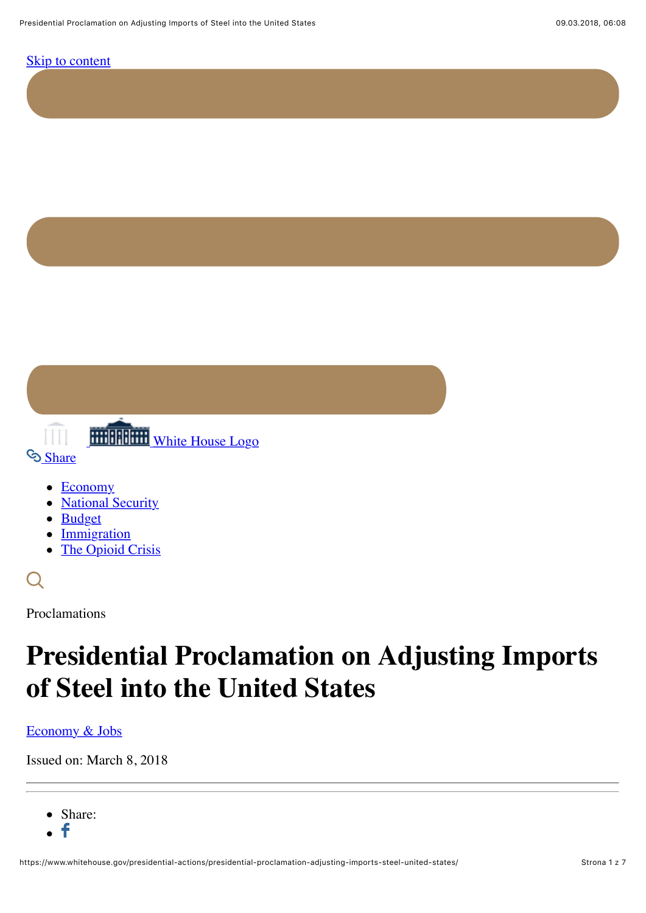Skip to content

White House Logo

Share

- Economy
- National Security
- Budget
- Immigration
- The Opioid Crisis

Proclamations

# Presidential Proclamation on Adjusting Imports of Steel into the United States

Economy & Jobs

Issued on: March 8, 2018

---

- Share:
- f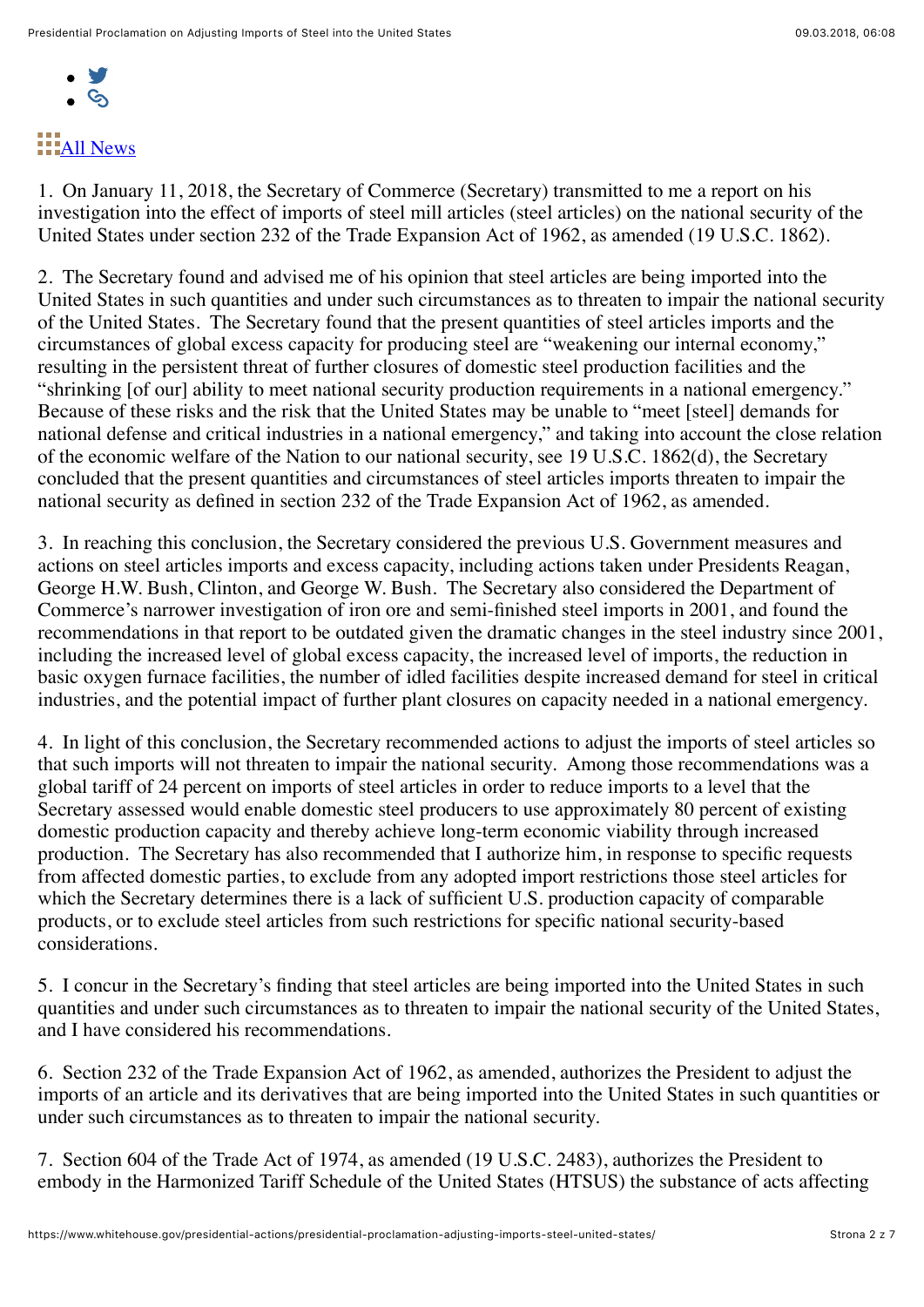All News

1. On January 11, 2018, the Secretary of Commerce (Secretary) transmitted to me a report on his investigation into the effect of imports of steel mill articles (steel articles) on the national security of the United States under section 232 of the Trade Expansion Act of 1962, as amended (19 U.S.C. 1862).

2. The Secretary found and advised me of his opinion that steel articles are being imported into the United States in such quantities and under such circumstances as to threaten to impair the national security of the United States. The Secretary found that the present quantities of steel articles imports and the circumstances of global excess capacity for producing steel are "weakening our internal economy," resulting in the persistent threat of further closures of domestic steel production facilities and the "shrinking [of our] ability to meet national security production requirements in a national emergency." Because of these risks and the risk that the United States may be unable to "meet [steel] demands for national defense and critical industries in a national emergency," and taking into account the close relation of the economic welfare of the Nation to our national security, see 19 U.S.C. 1862(d), the Secretary concluded that the present quantities and circumstances of steel articles imports threaten to impair the national security as defined in section 232 of the Trade Expansion Act of 1962, as amended.

3. In reaching this conclusion, the Secretary considered the previous U.S. Government measures and actions on steel articles imports and excess capacity, including actions taken under Presidents Reagan, George H.W. Bush, Clinton, and George W. Bush. The Secretary also considered the Department of Commerce's narrower investigation of iron ore and semi-finished steel imports in 2001, and found the recommendations in that report to be outdated given the dramatic changes in the steel industry since 2001, including the increased level of global excess capacity, the increased level of imports, the reduction in basic oxygen furnace facilities, the number of idled facilities despite increased demand for steel in critical industries, and the potential impact of further plant closures on capacity needed in a national emergency.

4. In light of this conclusion, the Secretary recommended actions to adjust the imports of steel articles so that such imports will not threaten to impair the national security. Among those recommendations was a global tariff of 24 percent on imports of steel articles in order to reduce imports to a level that the Secretary assessed would enable domestic steel producers to use approximately 80 percent of existing domestic production capacity and thereby achieve long-term economic viability through increased production. The Secretary has also recommended that I authorize him, in response to specific requests from affected domestic parties, to exclude from any adopted import restrictions those steel articles for which the Secretary determines there is a lack of sufficient U.S. production capacity of comparable products, or to exclude steel articles from such restrictions for specific national security-based considerations.

5. I concur in the Secretary's finding that steel articles are being imported into the United States in such quantities and under such circumstances as to threaten to impair the national security of the United States, and I have considered his recommendations.

6. Section 232 of the Trade Expansion Act of 1962, as amended, authorizes the President to adjust the imports of an article and its derivatives that are being imported into the United States in such quantities or under such circumstances as to threaten to impair the national security.

7. Section 604 of the Trade Act of 1974, as amended (19 U.S.C. 2483), authorizes the President to embody in the Harmonized Tariff Schedule of the United States (HTSUS) the substance of acts affecting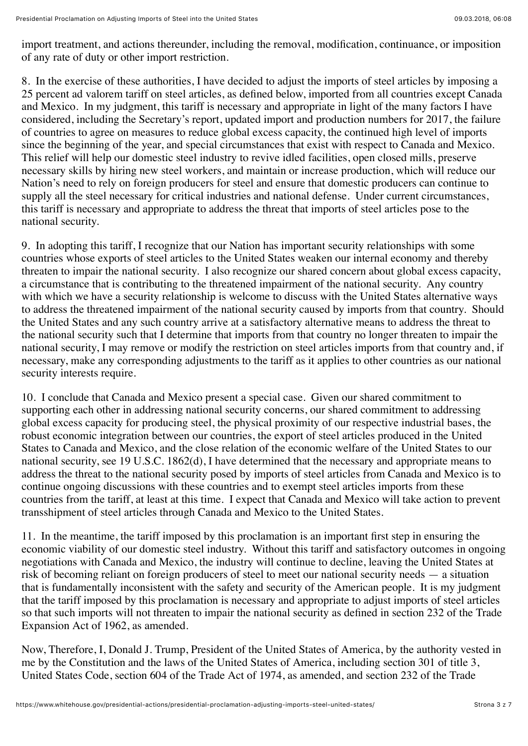import treatment, and actions thereunder, including the removal, modification, continuance, or imposition of any rate of duty or other import restriction.

8. In the exercise of these authorities, I have decided to adjust the imports of steel articles by imposing a 25 percent ad valorem tariff on steel articles, as defined below, imported from all countries except Canada and Mexico. In my judgment, this tariff is necessary and appropriate in light of the many factors I have considered, including the Secretary's report, updated import and production numbers for 2017, the failure of countries to agree on measures to reduce global excess capacity, the continued high level of imports since the beginning of the year, and special circumstances that exist with respect to Canada and Mexico. This relief will help our domestic steel industry to revive idled facilities, open closed mills, preserve necessary skills by hiring new steel workers, and maintain or increase production, which will reduce our Nation's need to rely on foreign producers for steel and ensure that domestic producers can continue to supply all the steel necessary for critical industries and national defense. Under current circumstances, this tariff is necessary and appropriate to address the threat that imports of steel articles pose to the national security.

9. In adopting this tariff, I recognize that our Nation has important security relationships with some countries whose exports of steel articles to the United States weaken our internal economy and thereby threaten to impair the national security. I also recognize our shared concern about global excess capacity, a circumstance that is contributing to the threatened impairment of the national security. Any country with which we have a security relationship is welcome to discuss with the United States alternative ways to address the threatened impairment of the national security caused by imports from that country. Should the United States and any such country arrive at a satisfactory alternative means to address the threat to the national security such that I determine that imports from that country no longer threaten to impair the national security, I may remove or modify the restriction on steel articles imports from that country and, if necessary, make any corresponding adjustments to the tariff as it applies to other countries as our national security interests require.

10. I conclude that Canada and Mexico present a special case. Given our shared commitment to supporting each other in addressing national security concerns, our shared commitment to addressing global excess capacity for producing steel, the physical proximity of our respective industrial bases, the robust economic integration between our countries, the export of steel articles produced in the United States to Canada and Mexico, and the close relation of the economic welfare of the United States to our national security, see 19 U.S.C. 1862(d), I have determined that the necessary and appropriate means to address the threat to the national security posed by imports of steel articles from Canada and Mexico is to continue ongoing discussions with these countries and to exempt steel articles imports from these countries from the tariff, at least at this time. I expect that Canada and Mexico will take action to prevent transshipment of steel articles through Canada and Mexico to the United States.

11. In the meantime, the tariff imposed by this proclamation is an important first step in ensuring the economic viability of our domestic steel industry. Without this tariff and satisfactory outcomes in ongoing negotiations with Canada and Mexico, the industry will continue to decline, leaving the United States at risk of becoming reliant on foreign producers of steel to meet our national security needs — a situation that is fundamentally inconsistent with the safety and security of the American people. It is my judgment that the tariff imposed by this proclamation is necessary and appropriate to adjust imports of steel articles so that such imports will not threaten to impair the national security as defined in section 232 of the Trade Expansion Act of 1962, as amended.

Now, Therefore, I, Donald J. Trump, President of the United States of America, by the authority vested in me by the Constitution and the laws of the United States of America, including section 301 of title 3, United States Code, section 604 of the Trade Act of 1974, as amended, and section 232 of the Trade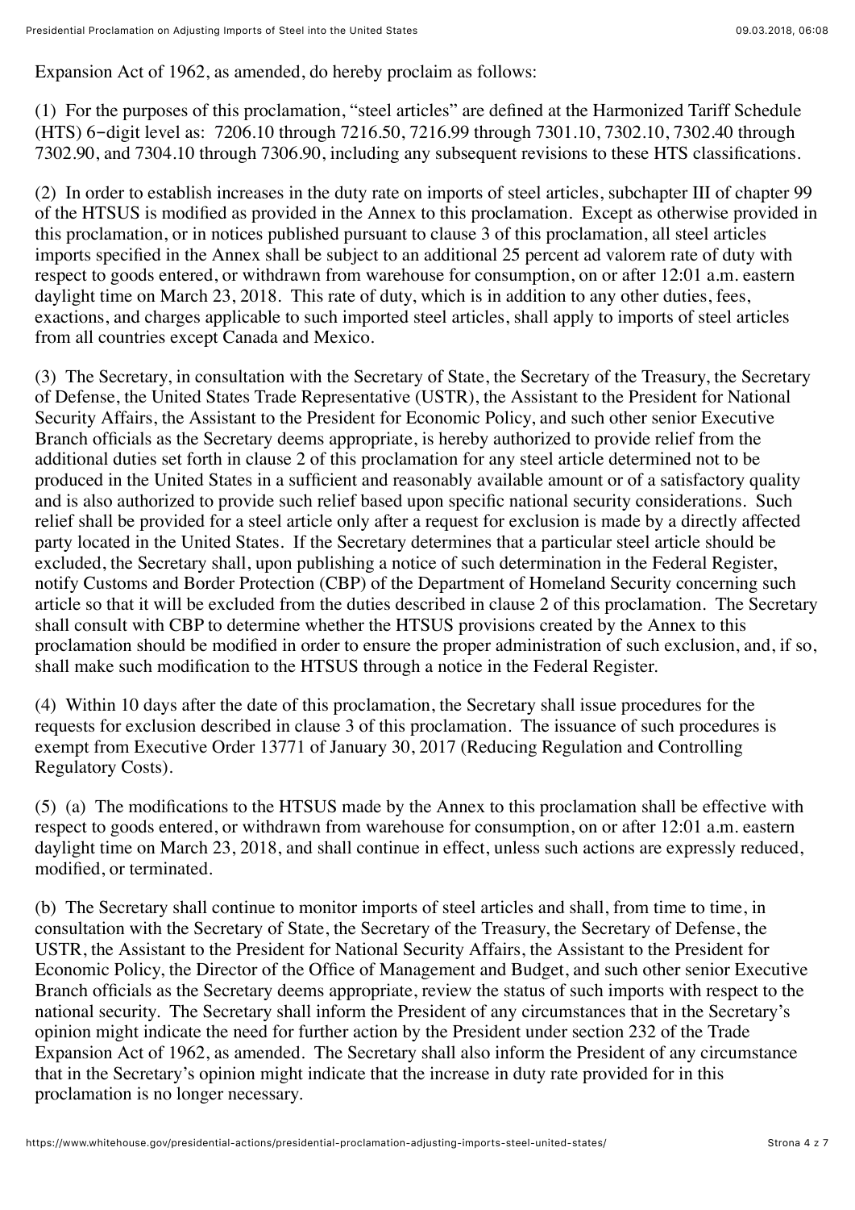Expansion Act of 1962, as amended, do hereby proclaim as follows:

(1) For the purposes of this proclamation, "steel articles" are defined at the Harmonized Tariff Schedule (HTS) 6-digit level as: 7206.10 through 7216.50, 7216.99 through 7301.10, 7302.10, 7302.40 through 7302.90, and 7304.10 through 7306.90, including any subsequent revisions to these HTS classifications.

(2) In order to establish increases in the duty rate on imports of steel articles, subchapter III of chapter 99 of the HTSUS is modified as provided in the Annex to this proclamation. Except as otherwise provided in this proclamation, or in notices published pursuant to clause 3 of this proclamation, all steel articles imports specified in the Annex shall be subject to an additional 25 percent ad valorem rate of duty with respect to goods entered, or withdrawn from warehouse for consumption, on or after 12:01 a.m. eastern daylight time on March 23, 2018. This rate of duty, which is in addition to any other duties, fees, exactions, and charges applicable to such imported steel articles, shall apply to imports of steel articles from all countries except Canada and Mexico.

(3) The Secretary, in consultation with the Secretary of State, the Secretary of the Treasury, the Secretary of Defense, the United States Trade Representative (USTR), the Assistant to the President for National Security Affairs, the Assistant to the President for Economic Policy, and such other senior Executive Branch officials as the Secretary deems appropriate, is hereby authorized to provide relief from the additional duties set forth in clause 2 of this proclamation for any steel article determined not to be produced in the United States in a sufficient and reasonably available amount or of a satisfactory quality and is also authorized to provide such relief based upon specific national security considerations. Such relief shall be provided for a steel article only after a request for exclusion is made by a directly affected party located in the United States. If the Secretary determines that a particular steel article should be excluded, the Secretary shall, upon publishing a notice of such determination in the Federal Register, notify Customs and Border Protection (CBP) of the Department of Homeland Security concerning such article so that it will be excluded from the duties described in clause 2 of this proclamation. The Secretary shall consult with CBP to determine whether the HTSUS provisions created by the Annex to this proclamation should be modified in order to ensure the proper administration of such exclusion, and, if so, shall make such modification to the HTSUS through a notice in the Federal Register.

(4) Within 10 days after the date of this proclamation, the Secretary shall issue procedures for the requests for exclusion described in clause 3 of this proclamation. The issuance of such procedures is exempt from Executive Order 13771 of January 30, 2017 (Reducing Regulation and Controlling Regulatory Costs).

(5) (a) The modifications to the HTSUS made by the Annex to this proclamation shall be effective with respect to goods entered, or withdrawn from warehouse for consumption, on or after 12:01 a.m. eastern daylight time on March 23, 2018, and shall continue in effect, unless such actions are expressly reduced, modified, or terminated.

(b) The Secretary shall continue to monitor imports of steel articles and shall, from time to time, in consultation with the Secretary of State, the Secretary of the Treasury, the Secretary of Defense, the USTR, the Assistant to the President for National Security Affairs, the Assistant to the President for Economic Policy, the Director of the Office of Management and Budget, and such other senior Executive Branch officials as the Secretary deems appropriate, review the status of such imports with respect to the national security. The Secretary shall inform the President of any circumstances that in the Secretary's opinion might indicate the need for further action by the President under section 232 of the Trade Expansion Act of 1962, as amended. The Secretary shall also inform the President of any circumstance that in the Secretary's opinion might indicate that the increase in duty rate provided for in this proclamation is no longer necessary.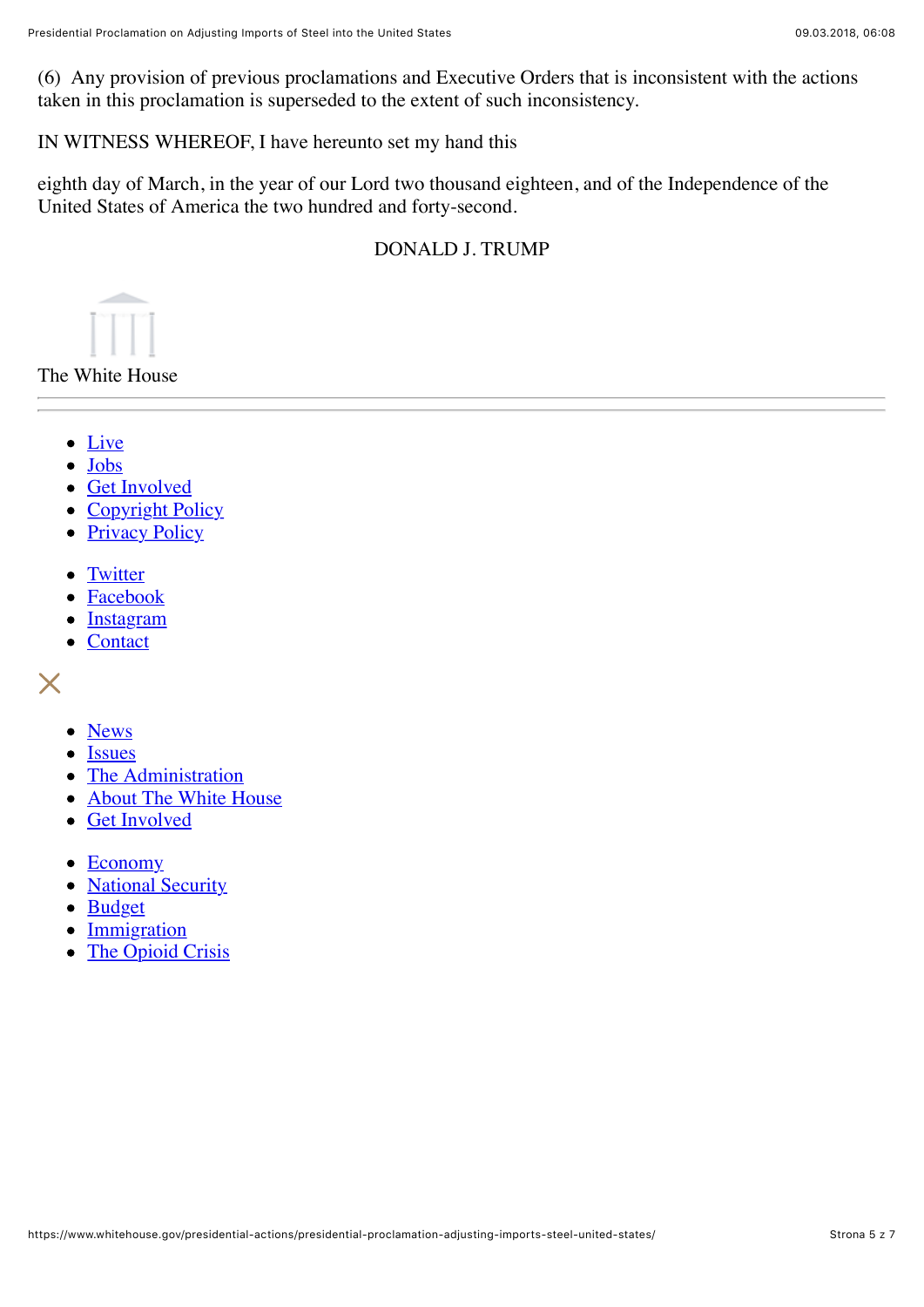(6)  Any provision of previous proclamations and Executive Orders that is inconsistent with the actions taken in this proclamation is superseded to the extent of such inconsistency.

IN WITNESS WHEREOF, I have hereunto set my hand this

eighth day of March, in the year of our Lord two thousand eighteen, and of the Independence of the United States of America the two hundred and forty-second.

DONALD J. TRUMP

The White House

---

- Live
- Jobs
- Get Involved
- Copyright Policy
- Privacy Policy

- Twitter
- Facebook
- Instagram
- Contact

- News
- Issues
- The Administration
- About The White House
- Get Involved

- Economy
- National Security
- Budget
- Immigration
- The Opioid Crisis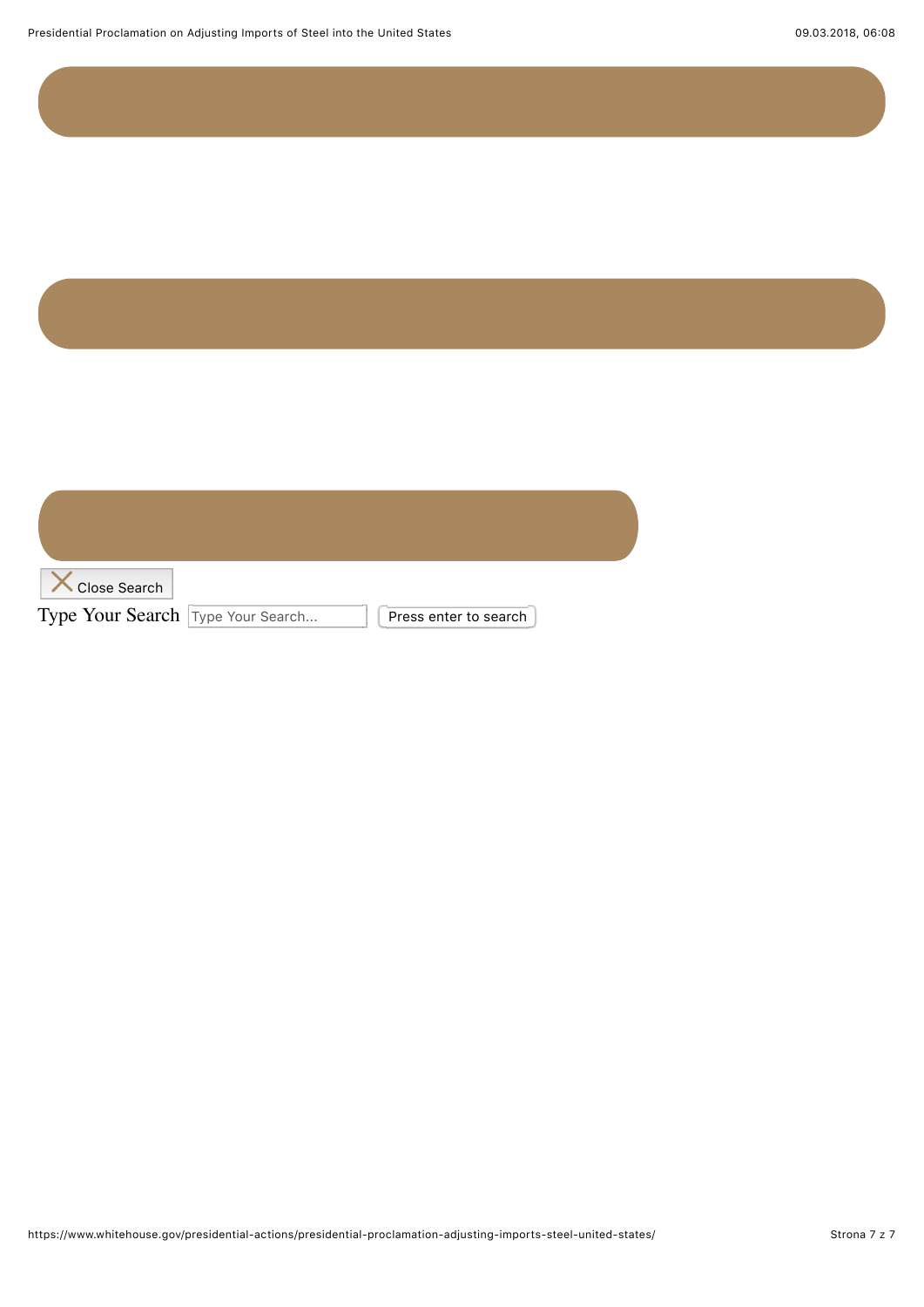Close Search

Type Your Search Type Your Search... Press enter to search